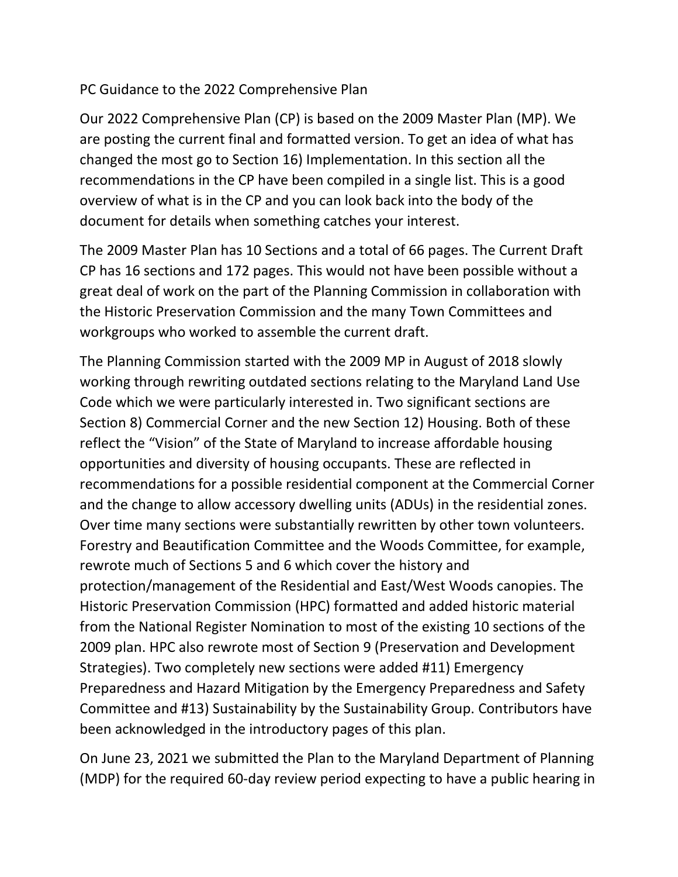PC Guidance to the 2022 Comprehensive Plan

Our 2022 Comprehensive Plan (CP) is based on the 2009 Master Plan (MP). We are posting the current final and formatted version. To get an idea of what has changed the most go to Section 16) Implementation. In this section all the recommendations in the CP have been compiled in a single list. This is a good overview of what is in the CP and you can look back into the body of the document for details when something catches your interest.

The 2009 Master Plan has 10 Sections and a total of 66 pages. The Current Draft CP has 16 sections and 172 pages. This would not have been possible without a great deal of work on the part of the Planning Commission in collaboration with the Historic Preservation Commission and the many Town Committees and workgroups who worked to assemble the current draft.

The Planning Commission started with the 2009 MP in August of 2018 slowly working through rewriting outdated sections relating to the Maryland Land Use Code which we were particularly interested in. Two significant sections are Section 8) Commercial Corner and the new Section 12) Housing. Both of these reflect the "Vision" of the State of Maryland to increase affordable housing opportunities and diversity of housing occupants. These are reflected in recommendations for a possible residential component at the Commercial Corner and the change to allow accessory dwelling units (ADUs) in the residential zones. Over time many sections were substantially rewritten by other town volunteers. Forestry and Beautification Committee and the Woods Committee, for example, rewrote much of Sections 5 and 6 which cover the history and protection/management of the Residential and East/West Woods canopies. The Historic Preservation Commission (HPC) formatted and added historic material from the National Register Nomination to most of the existing 10 sections of the 2009 plan. HPC also rewrote most of Section 9 (Preservation and Development Strategies). Two completely new sections were added #11) Emergency Preparedness and Hazard Mitigation by the Emergency Preparedness and Safety Committee and #13) Sustainability by the Sustainability Group. Contributors have been acknowledged in the introductory pages of this plan.

On June 23, 2021 we submitted the Plan to the Maryland Department of Planning (MDP) for the required 60-day review period expecting to have a public hearing in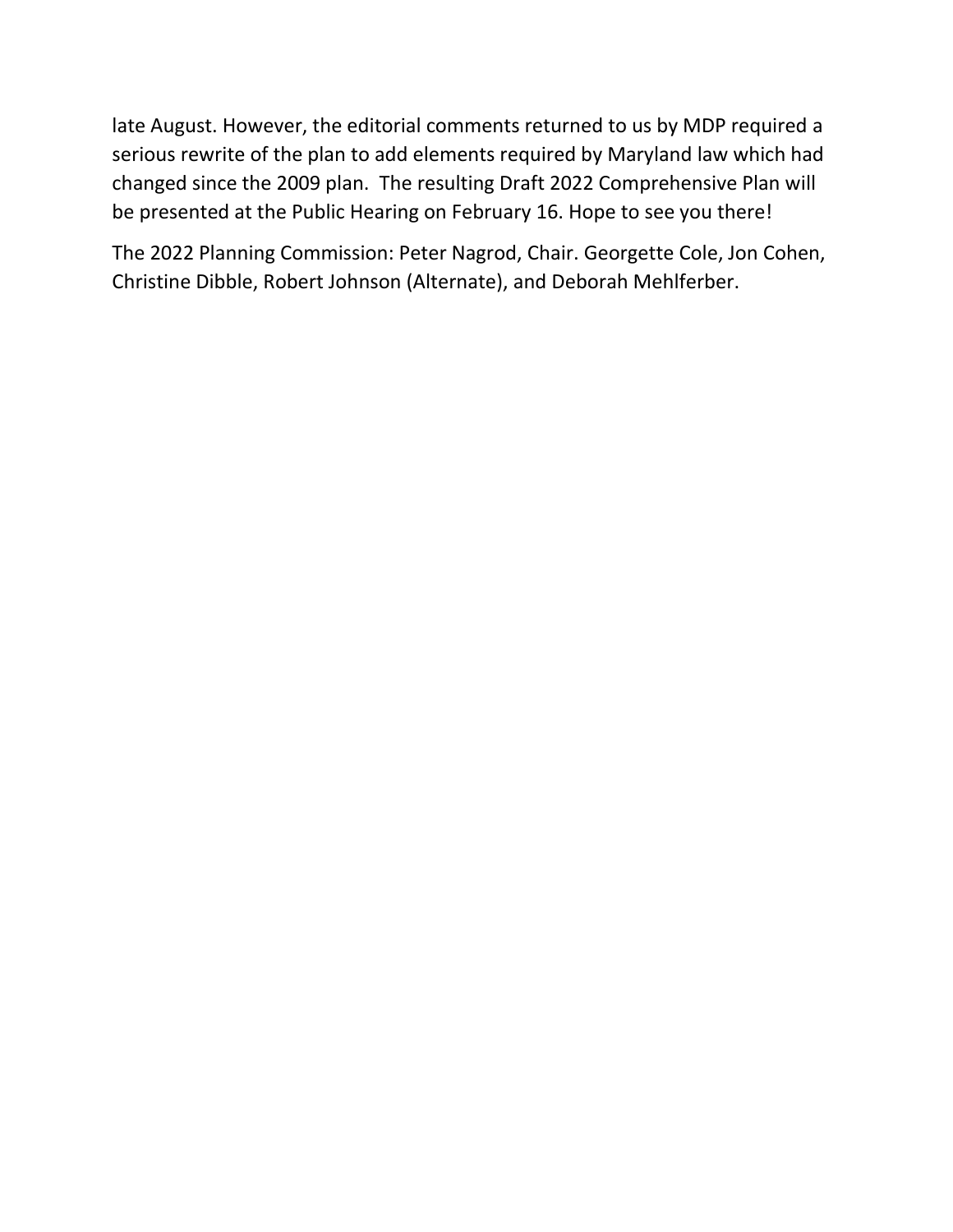late August. However, the editorial comments returned to us by MDP required a serious rewrite of the plan to add elements required by Maryland law which had changed since the 2009 plan. The resulting Draft 2022 Comprehensive Plan will be presented at the Public Hearing on February 16. Hope to see you there!

The 2022 Planning Commission: Peter Nagrod, Chair. Georgette Cole, Jon Cohen, Christine Dibble, Robert Johnson (Alternate), and Deborah Mehlferber.